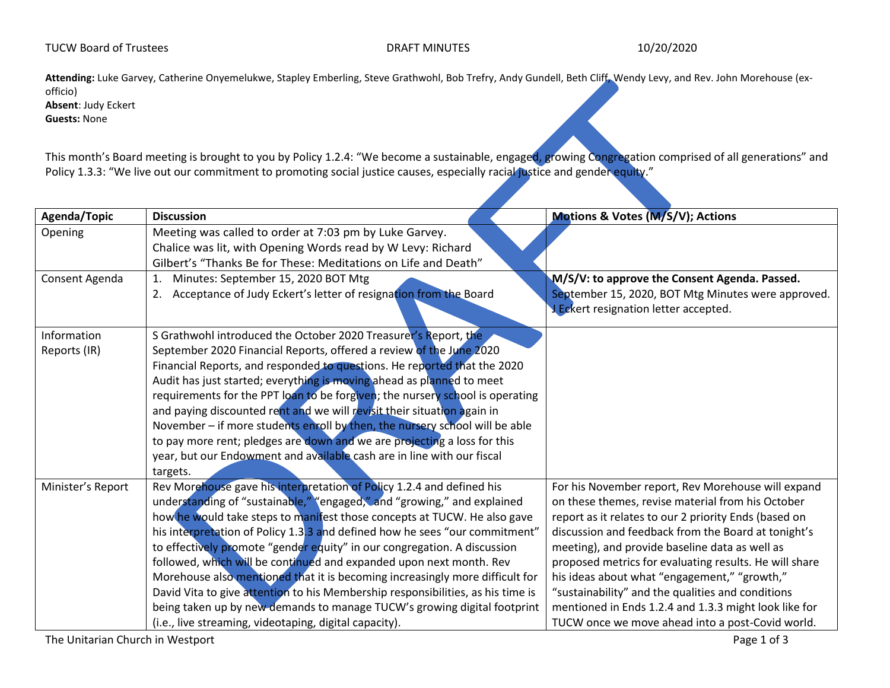TUCW Board of Trustees DRAFT MINUTES 10/20/2020

**Attending:** Luke Garvey, Catherine Onyemelukwe, Stapley Emberling, Steve Grathwohl, Bob Trefry, Andy Gundell, Beth Cliff, Wendy Levy, and Rev. John Morehouse (ex-officio)
**Absent**: Judy Eckert
**Guests:** None

This month's Board meeting is brought to you by Policy 1.2.4: "We become a sustainable, engaged, growing Congregation comprised of all generations" and Policy 1.3.3: "We live out our commitment to promoting social justice causes, especially racial justice and gender equity."

| Agenda/Topic | Discussion | Motions & Votes (M/S/V); Actions |
|---|---|---|
| Opening | Meeting was called to order at 7:03 pm by Luke Garvey. Chalice was lit, with Opening Words read by W Levy: Richard Gilbert's "Thanks Be for These: Meditations on Life and Death" | |
| Consent Agenda | 1. Minutes: September 15, 2020 BOT Mtg<br>2. Acceptance of Judy Eckert's letter of resignation from the Board | **M/S/V: to approve the Consent Agenda. Passed.** September 15, 2020, BOT Mtg Minutes were approved. J Eckert resignation letter accepted. |
| Information Reports (IR) | S Grathwohl introduced the October 2020 Treasurer's Report, the September 2020 Financial Reports, offered a review of the June 2020 Financial Reports, and responded to questions. He reported that the 2020 Audit has just started; everything is moving ahead as planned to meet requirements for the PPT loan to be forgiven; the nursery school is operating and paying discounted rent and we will revisit their situation again in November – if more students enroll by then, the nursery school will be able to pay more rent; pledges are down and we are projecting a loss for this year, but our Endowment and available cash are in line with our fiscal targets. | |
| Minister's Report | Rev Morehouse gave his interpretation of Policy 1.2.4 and defined his understanding of "sustainable," "engaged," and "growing," and explained how he would take steps to manifest those concepts at TUCW. He also gave his interpretation of Policy 1.3.3 and defined how he sees "our commitment" to effectively promote "gender equity" in our congregation. A discussion followed, which will be continued and expanded upon next month. Rev Morehouse also mentioned that it is becoming increasingly more difficult for David Vita to give attention to his Membership responsibilities, as his time is being taken up by new demands to manage TUCW's growing digital footprint (i.e., live streaming, videotaping, digital capacity). | For his November report, Rev Morehouse will expand on these themes, revise material from his October report as it relates to our 2 priority Ends (based on discussion and feedback from the Board at tonight's meeting), and provide baseline data as well as proposed metrics for evaluating results. He will share his ideas about what "engagement," "growth," "sustainability" and the qualities and conditions mentioned in Ends 1.2.4 and 1.3.3 might look like for TUCW once we move ahead into a post-Covid world. |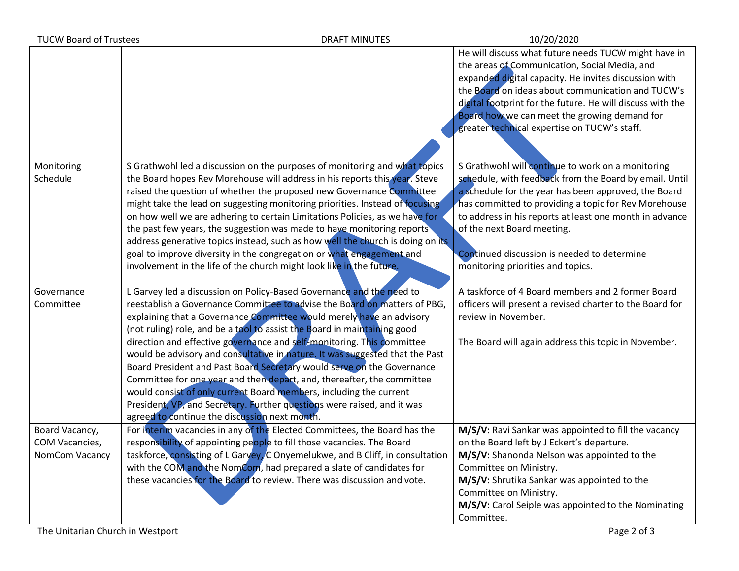| | | |
|---|---|---|
| | | He will discuss what future needs TUCW might have in the areas of Communication, Social Media, and expanded digital capacity. He invites discussion with the Board on ideas about communication and TUCW's digital footprint for the future. He will discuss with the Board how we can meet the growing demand for greater technical expertise on TUCW's staff. |
| Monitoring Schedule | S Grathwohl led a discussion on the purposes of monitoring and what topics the Board hopes Rev Morehouse will address in his reports this year. Steve raised the question of whether the proposed new Governance Committee might take the lead on suggesting monitoring priorities. Instead of focusing on how well we are adhering to certain Limitations Policies, as we have for the past few years, the suggestion was made to have monitoring reports address generative topics instead, such as how well the church is doing on its goal to improve diversity in the congregation or what engagement and involvement in the life of the church might look like in the future. | S Grathwohl will continue to work on a monitoring schedule, with feedback from the Board by email. Until a schedule for the year has been approved, the Board has committed to providing a topic for Rev Morehouse to address in his reports at least one month in advance of the next Board meeting.<br><br>Continued discussion is needed to determine monitoring priorities and topics. |
| Governance Committee | L Garvey led a discussion on Policy-Based Governance and the need to reestablish a Governance Committee to advise the Board on matters of PBG, explaining that a Governance Committee would merely have an advisory (not ruling) role, and be a tool to assist the Board in maintaining good direction and effective governance and self-monitoring. This committee would be advisory and consultative in nature. It was suggested that the Past Board President and Past Board Secretary would serve on the Governance Committee for one year and then depart, and, thereafter, the committee would consist of only current Board members, including the current President, VP, and Secretary. Further questions were raised, and it was agreed to continue the discussion next month. | A taskforce of 4 Board members and 2 former Board officers will present a revised charter to the Board for review in November.<br><br>The Board will again address this topic in November. |
| Board Vacancy, COM Vacancies, NomCom Vacancy | For interim vacancies in any of the Elected Committees, the Board has the responsibility of appointing people to fill those vacancies. The Board taskforce, consisting of L Garvey, C Onyemelukwe, and B Cliff, in consultation with the COM and the NomCom, had prepared a slate of candidates for these vacancies for the Board to review. There was discussion and vote. | **M/S/V:** Ravi Sankar was appointed to fill the vacancy on the Board left by J Eckert's departure.<br>**M/S/V:** Shanonda Nelson was appointed to the Committee on Ministry.<br>**M/S/V:** Shrutika Sankar was appointed to the Committee on Ministry.<br>**M/S/V:** Carol Seiple was appointed to the Nominating Committee. |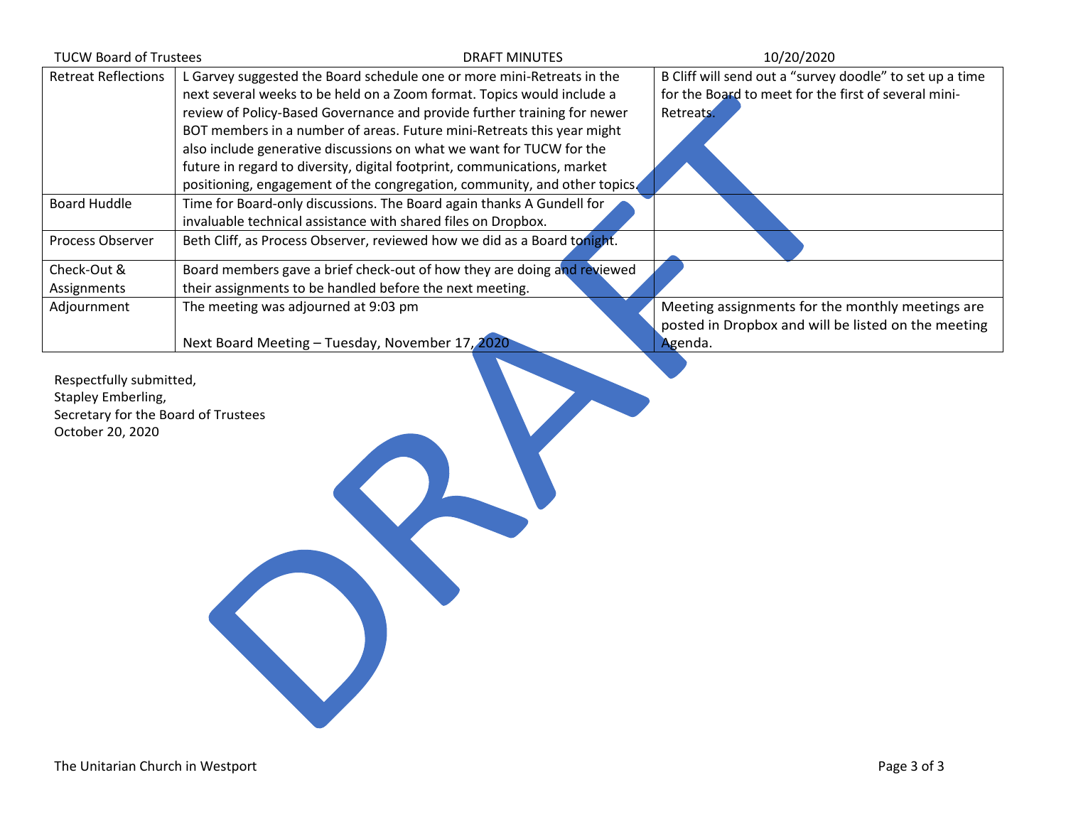| | | |
|---|---|---|
| Retreat Reflections | L Garvey suggested the Board schedule one or more mini-Retreats in the next several weeks to be held on a Zoom format. Topics would include a review of Policy-Based Governance and provide further training for newer BOT members in a number of areas. Future mini-Retreats this year might also include generative discussions on what we want for TUCW for the future in regard to diversity, digital footprint, communications, market positioning, engagement of the congregation, community, and other topics. | B Cliff will send out a "survey doodle" to set up a time for the Board to meet for the first of several mini-Retreats. |
| Board Huddle | Time for Board-only discussions. The Board again thanks A Gundell for invaluable technical assistance with shared files on Dropbox. | |
| Process Observer | Beth Cliff, as Process Observer, reviewed how we did as a Board tonight. | |
| Check-Out & Assignments | Board members gave a brief check-out of how they are doing and reviewed their assignments to be handled before the next meeting. | |
| Adjournment | The meeting was adjourned at 9:03 pm<br><br>Next Board Meeting – Tuesday, November 17, 2020 | Meeting assignments for the monthly meetings are posted in Dropbox and will be listed on the meeting Agenda. |

Respectfully submitted,
Stapley Emberling,
Secretary for the Board of Trustees
October 20, 2020

DRAFT